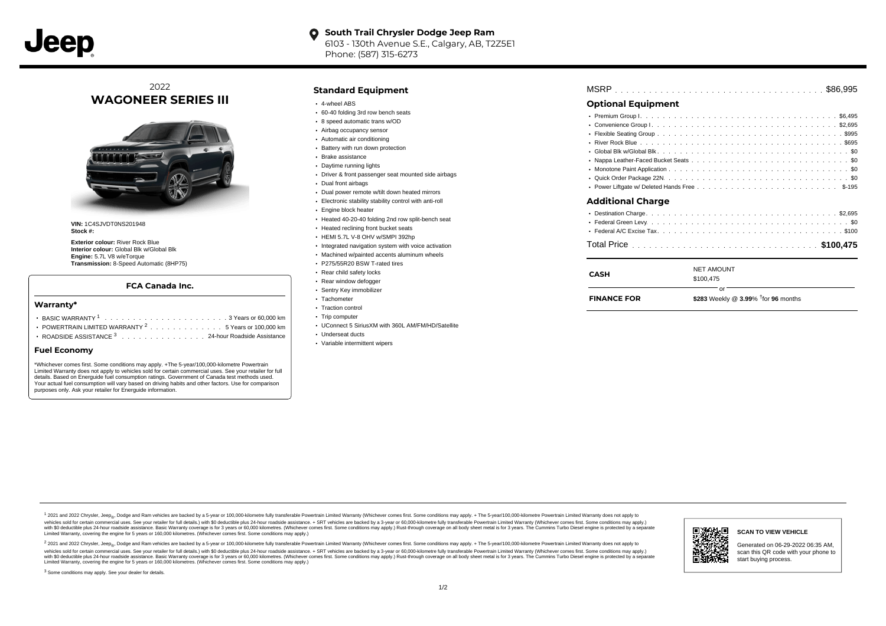**South Trail Chrysler Dodge Jeep Ram**
6103 - 130th Avenue S.E., Calgary, AB, T2Z5E1
Phone: (587) 315-6273

# 2022 WAGONEER SERIES III

**VIN:** 1C4SJVDT0NS201948
**Stock #:**

**Exterior colour:** River Rock Blue
**Interior colour:** Global Blk w/Global Blk
**Engine:** 5.7L V8 w/eTorque
**Transmission:** 8-Speed Automatic (8HP75)

### FCA Canada Inc.

#### Warranty*

- BASIC WARRANTY [1] . . . . . . . . 3 Years or 60,000 km
- POWERTRAIN LIMITED WARRANTY [2] . . . . . . . . 5 Years or 100,000 km
- ROADSIDE ASSISTANCE [3] . . . . . . . . 24-hour Roadside Assistance

#### Fuel Economy

*Whichever comes first. Some conditions may apply. +The 5-year/100,000-kilometre Powertrain Limited Warranty does not apply to vehicles sold for certain commercial uses. See your retailer for full details. Based on Energuide fuel consumption ratings. Government of Canada test methods used. Your actual fuel consumption will vary based on driving habits and other factors. Use for comparison purposes only. Ask your retailer for Energuide information.

## Standard Equipment

- 4-wheel ABS
- 60-40 folding 3rd row bench seats
- 8 speed automatic trans w/OD
- Airbag occupancy sensor
- Automatic air conditioning
- Battery with run down protection
- Brake assistance
- Daytime running lights
- Driver & front passenger seat mounted side airbags
- Dual front airbags
- Dual power remote w/tilt down heated mirrors
- Electronic stability stability control with anti-roll
- Engine block heater
- Heated 40-20-40 folding 2nd row split-bench seat
- Heated reclining front bucket seats
- HEMI 5.7L V-8 OHV w/SMPI 392hp
- Integrated navigation system with voice activation
- Machined w/painted accents aluminum wheels
- P275/55R20 BSW T-rated tires
- Rear child safety locks
- Rear window defogger
- Sentry Key immobilizer
- Tachometer
- Traction control
- Trip computer
- UConnect 5 SiriusXM with 360L AM/FM/HD/Satellite
- Underseat ducts
- Variable intermittent wipers

MSRP . . . . . . . . $86,995

## Optional Equipment

- Premium Group I . . . . . . . . $6,495
- Convenience Group I . . . . . . . . $2,695
- Flexible Seating Group . . . . . . . . $995
- River Rock Blue . . . . . . . . $695
- Global Blk w/Global Blk . . . . . . . . $0
- Nappa Leather-Faced Bucket Seats . . . . . . . . $0
- Monotone Paint Application . . . . . . . . $0
- Quick Order Package 22N . . . . . . . . $0
- Power Liftgate w/ Deleted Hands Free . . . . . . . . $-195

## Additional Charge

- Destination Charge . . . . . . . . $2,695
- Federal Green Levy . . . . . . . . $0
- Federal A/C Excise Tax . . . . . . . . $100

Total Price . . . . . . . . **$100,475**

| | |
|---|---|
| **CASH** | NET AMOUNT<br>$100,475 |
| | or |
| **FINANCE FOR** | **$283** Weekly @ **3.99**% †for **96** months |

[1] 2021 and 2022 Chrysler, Jeep®, Dodge and Ram vehicles are backed by a 5-year or 100,000-kilometre fully transferable Powertrain Limited Warranty (Whichever comes first. Some conditions may apply. + The 5-year/100,000-kilometre Powertrain Limited Warranty does not apply to vehicles sold for certain commercial uses. See your retailer for full details.) with $0 deductible plus 24-hour roadside assistance. + SRT vehicles are backed by a 3-year or 60,000-kilometre fully transferable Powertrain Limited Warranty (Whichever comes first. Some conditions may apply.) with $0 deductible plus 24-hour roadside assistance. Basic Warranty coverage is for 3 years or 60,000 kilometres. (Whichever comes first. Some conditions may apply.) Rust-through coverage on all body sheet metal is for 3 years. The Cummins Turbo Diesel engine is protected by a separate Limited Warranty, covering the engine for 5 years or 160,000 kilometres. (Whichever comes first. Some conditions may apply.)

[2] 2021 and 2022 Chrysler, Jeep®, Dodge and Ram vehicles are backed by a 5-year or 100,000-kilometre fully transferable Powertrain Limited Warranty (Whichever comes first. Some conditions may apply. + The 5-year/100,000-kilometre Powertrain Limited Warranty does not apply to vehicles sold for certain commercial uses. See your retailer for full details.) with $0 deductible plus 24-hour roadside assistance. + SRT vehicles are backed by a 3-year or 60,000-kilometre fully transferable Powertrain Limited Warranty (Whichever comes first. Some conditions may apply.) with $0 deductible plus 24-hour roadside assistance. Basic Warranty coverage is for 3 years or 60,000 kilometres. (Whichever comes first. Some conditions may apply.) Rust-through coverage on all body sheet metal is for 3 years. The Cummins Turbo Diesel engine is protected by a separate Limited Warranty, covering the engine for 5 years or 160,000 kilometres. (Whichever comes first. Some conditions may apply.)

[3] Some conditions may apply. See your dealer for details.

**SCAN TO VIEW VEHICLE**

Generated on 06-29-2022 06:35 AM, scan this QR code with your phone to start buying process.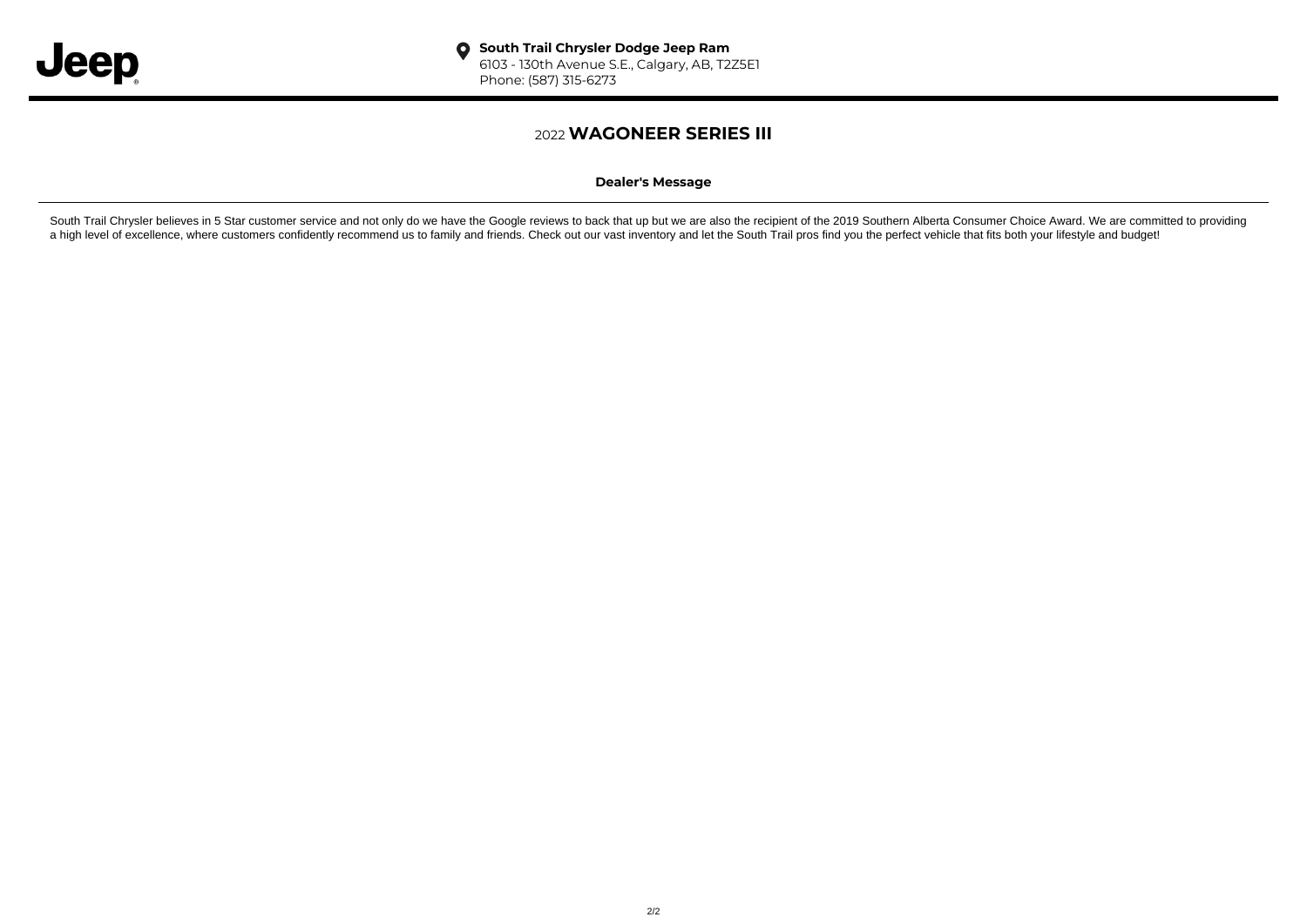**South Trail Chrysler Dodge Jeep Ram**
6103 - 130th Avenue S.E., Calgary, AB, T2Z5E1
Phone: (587) 315-6273

# 2022 **WAGONEER SERIES III**

### Dealer's Message

South Trail Chrysler believes in 5 Star customer service and not only do we have the Google reviews to back that up but we are also the recipient of the 2019 Southern Alberta Consumer Choice Award. We are committed to providing a high level of excellence, where customers confidently recommend us to family and friends. Check out our vast inventory and let the South Trail pros find you the perfect vehicle that fits both your lifestyle and budget!